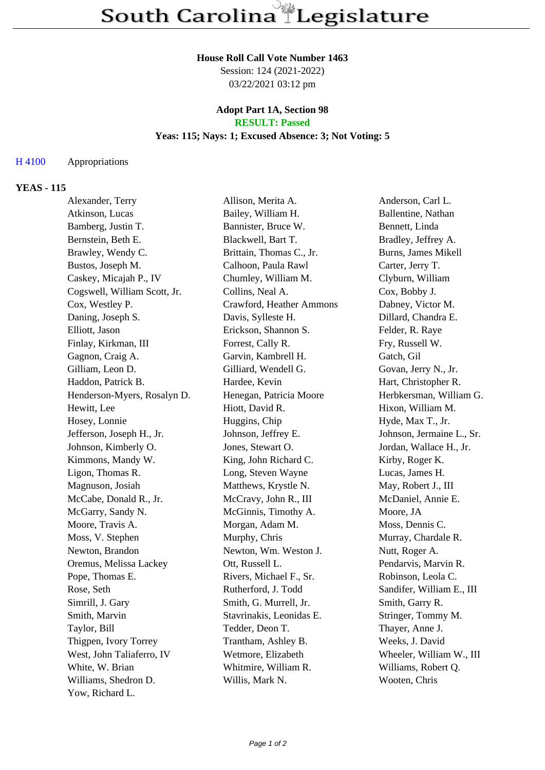# South Carolina Legislature

**House Roll Call Vote Number 1463**
Session: 124 (2021-2022)
03/22/2021 03:12 pm

**Adopt Part 1A, Section 98**
**RESULT: Passed**
**Yeas: 115; Nays: 1; Excused Absence: 3; Not Voting: 5**

H 4100 Appropriations

## YEAS - 115

| | | |
|---|---|---|
| Alexander, Terry | Allison, Merita A. | Anderson, Carl L. |
| Atkinson, Lucas | Bailey, William H. | Ballentine, Nathan |
| Bamberg, Justin T. | Bannister, Bruce W. | Bennett, Linda |
| Bernstein, Beth E. | Blackwell, Bart T. | Bradley, Jeffrey A. |
| Brawley, Wendy C. | Brittain, Thomas C., Jr. | Burns, James Mikell |
| Bustos, Joseph M. | Calhoon, Paula Rawl | Carter, Jerry T. |
| Caskey, Micajah P., IV | Chumley, William M. | Clyburn, William |
| Cogswell, William Scott, Jr. | Collins, Neal A. | Cox, Bobby J. |
| Cox, Westley P. | Crawford, Heather Ammons | Dabney, Victor M. |
| Daning, Joseph S. | Davis, Sylleste H. | Dillard, Chandra E. |
| Elliott, Jason | Erickson, Shannon S. | Felder, R. Raye |
| Finlay, Kirkman, III | Forrest, Cally R. | Fry, Russell W. |
| Gagnon, Craig A. | Garvin, Kambrell H. | Gatch, Gil |
| Gilliam, Leon D. | Gilliard, Wendell G. | Govan, Jerry N., Jr. |
| Haddon, Patrick B. | Hardee, Kevin | Hart, Christopher R. |
| Henderson-Myers, Rosalyn D. | Henegan, Patricia Moore | Herbkersman, William G. |
| Hewitt, Lee | Hiott, David R. | Hixon, William M. |
| Hosey, Lonnie | Huggins, Chip | Hyde, Max T., Jr. |
| Jefferson, Joseph H., Jr. | Johnson, Jeffrey E. | Johnson, Jermaine L., Sr. |
| Johnson, Kimberly O. | Jones, Stewart O. | Jordan, Wallace H., Jr. |
| Kimmons, Mandy W. | King, John Richard C. | Kirby, Roger K. |
| Ligon, Thomas R. | Long, Steven Wayne | Lucas, James H. |
| Magnuson, Josiah | Matthews, Krystle N. | May, Robert J., III |
| McCabe, Donald R., Jr. | McCravy, John R., III | McDaniel, Annie E. |
| McGarry, Sandy N. | McGinnis, Timothy A. | Moore, JA |
| Moore, Travis A. | Morgan, Adam M. | Moss, Dennis C. |
| Moss, V. Stephen | Murphy, Chris | Murray, Chardale R. |
| Newton, Brandon | Newton, Wm. Weston J. | Nutt, Roger A. |
| Oremus, Melissa Lackey | Ott, Russell L. | Pendarvis, Marvin R. |
| Pope, Thomas E. | Rivers, Michael F., Sr. | Robinson, Leola C. |
| Rose, Seth | Rutherford, J. Todd | Sandifer, William E., III |
| Simrill, J. Gary | Smith, G. Murrell, Jr. | Smith, Garry R. |
| Smith, Marvin | Stavrinakis, Leonidas E. | Stringer, Tommy M. |
| Taylor, Bill | Tedder, Deon T. | Thayer, Anne J. |
| Thigpen, Ivory Torrey | Trantham, Ashley B. | Weeks, J. David |
| West, John Taliaferro, IV | Wetmore, Elizabeth | Wheeler, William W., III |
| White, W. Brian | Whitmire, William R. | Williams, Robert Q. |
| Williams, Shedron D. | Willis, Mark N. | Wooten, Chris |
| Yow, Richard L. | | |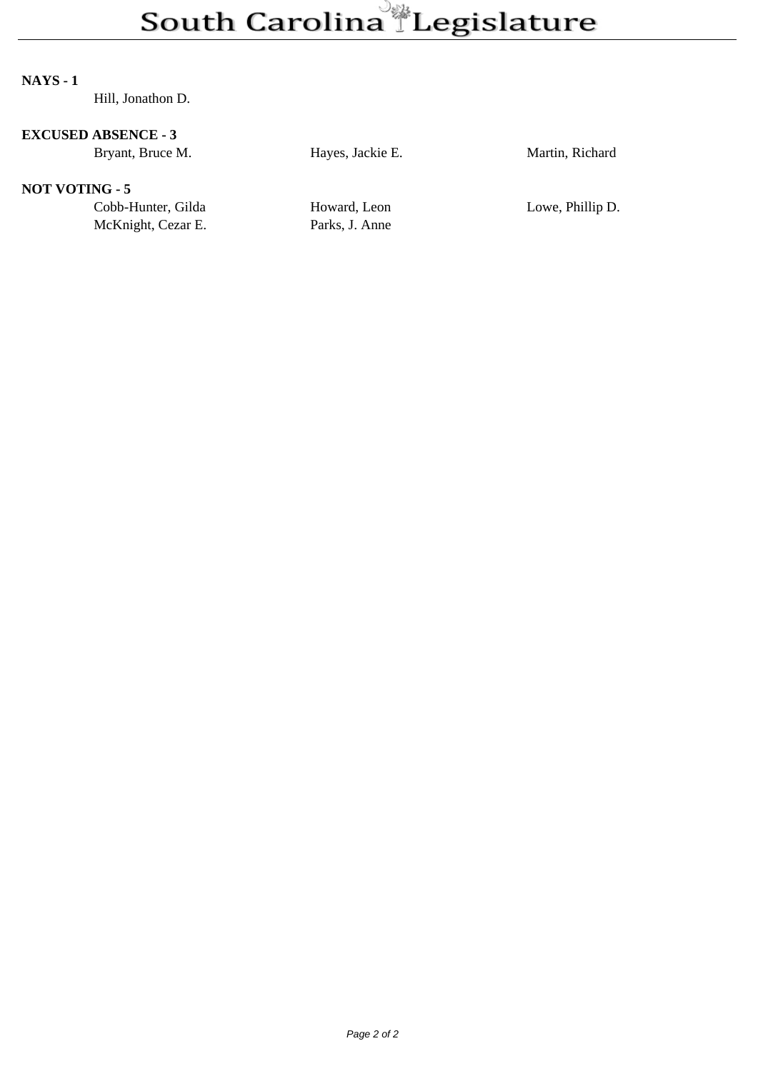**NAYS - 1**

Hill, Jonathon D.

**EXCUSED ABSENCE - 3**

| | | |
|---|---|---|
| Bryant, Bruce M. | Hayes, Jackie E. | Martin, Richard |

**NOT VOTING - 5**

| | | |
|---|---|---|
| Cobb-Hunter, Gilda | Howard, Leon | Lowe, Phillip D. |
| McKnight, Cezar E. | Parks, J. Anne | |